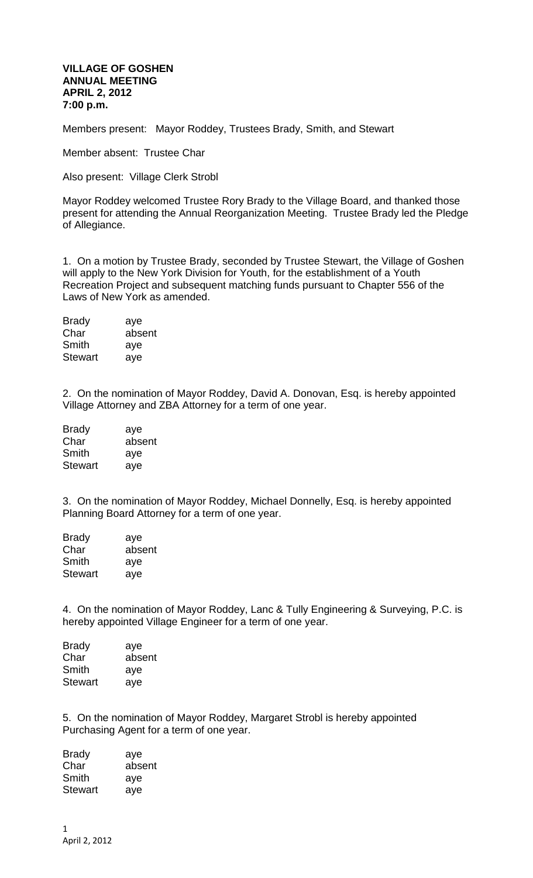**VILLAGE OF GOSHEN**
**ANNUAL MEETING**
**APRIL 2, 2012**
**7:00 p.m.**

Members present: Mayor Roddey, Trustees Brady, Smith, and Stewart

Member absent: Trustee Char

Also present: Village Clerk Strobl

Mayor Roddey welcomed Trustee Rory Brady to the Village Board, and thanked those present for attending the Annual Reorganization Meeting. Trustee Brady led the Pledge of Allegiance.

1. On a motion by Trustee Brady, seconded by Trustee Stewart, the Village of Goshen will apply to the New York Division for Youth, for the establishment of a Youth Recreation Project and subsequent matching funds pursuant to Chapter 556 of the Laws of New York as amended.

| | |
|---|---|
| Brady | aye |
| Char | absent |
| Smith | aye |
| Stewart | aye |

2. On the nomination of Mayor Roddey, David A. Donovan, Esq. is hereby appointed Village Attorney and ZBA Attorney for a term of one year.

| | |
|---|---|
| Brady | aye |
| Char | absent |
| Smith | aye |
| Stewart | aye |

3. On the nomination of Mayor Roddey, Michael Donnelly, Esq. is hereby appointed Planning Board Attorney for a term of one year.

| | |
|---|---|
| Brady | aye |
| Char | absent |
| Smith | aye |
| Stewart | aye |

4. On the nomination of Mayor Roddey, Lanc & Tully Engineering & Surveying, P.C. is hereby appointed Village Engineer for a term of one year.

| | |
|---|---|
| Brady | aye |
| Char | absent |
| Smith | aye |
| Stewart | aye |

5. On the nomination of Mayor Roddey, Margaret Strobl is hereby appointed Purchasing Agent for a term of one year.

| | |
|---|---|
| Brady | aye |
| Char | absent |
| Smith | aye |
| Stewart | aye |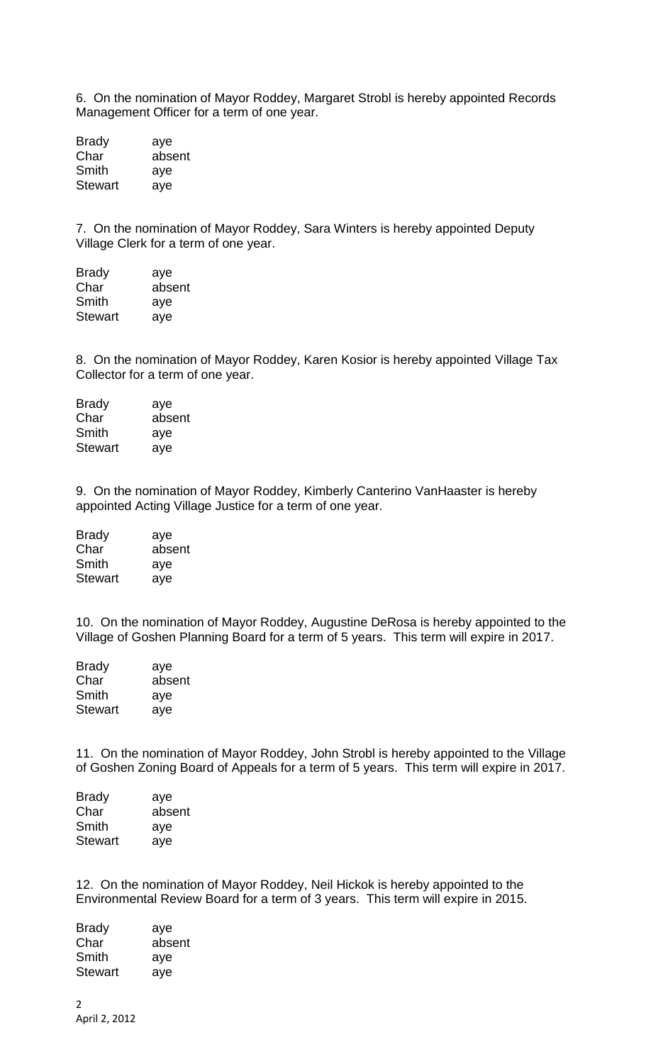6. On the nomination of Mayor Roddey, Margaret Strobl is hereby appointed Records Management Officer for a term of one year.

| | |
|---|---|
| Brady | aye |
| Char | absent |
| Smith | aye |
| Stewart | aye |

7. On the nomination of Mayor Roddey, Sara Winters is hereby appointed Deputy Village Clerk for a term of one year.

| | |
|---|---|
| Brady | aye |
| Char | absent |
| Smith | aye |
| Stewart | aye |

8. On the nomination of Mayor Roddey, Karen Kosior is hereby appointed Village Tax Collector for a term of one year.

| | |
|---|---|
| Brady | aye |
| Char | absent |
| Smith | aye |
| Stewart | aye |

9. On the nomination of Mayor Roddey, Kimberly Canterino VanHaaster is hereby appointed Acting Village Justice for a term of one year.

| | |
|---|---|
| Brady | aye |
| Char | absent |
| Smith | aye |
| Stewart | aye |

10. On the nomination of Mayor Roddey, Augustine DeRosa is hereby appointed to the Village of Goshen Planning Board for a term of 5 years. This term will expire in 2017.

| | |
|---|---|
| Brady | aye |
| Char | absent |
| Smith | aye |
| Stewart | aye |

11. On the nomination of Mayor Roddey, John Strobl is hereby appointed to the Village of Goshen Zoning Board of Appeals for a term of 5 years. This term will expire in 2017.

| | |
|---|---|
| Brady | aye |
| Char | absent |
| Smith | aye |
| Stewart | aye |

12. On the nomination of Mayor Roddey, Neil Hickok is hereby appointed to the Environmental Review Board for a term of 3 years. This term will expire in 2015.

| | |
|---|---|
| Brady | aye |
| Char | absent |
| Smith | aye |
| Stewart | aye |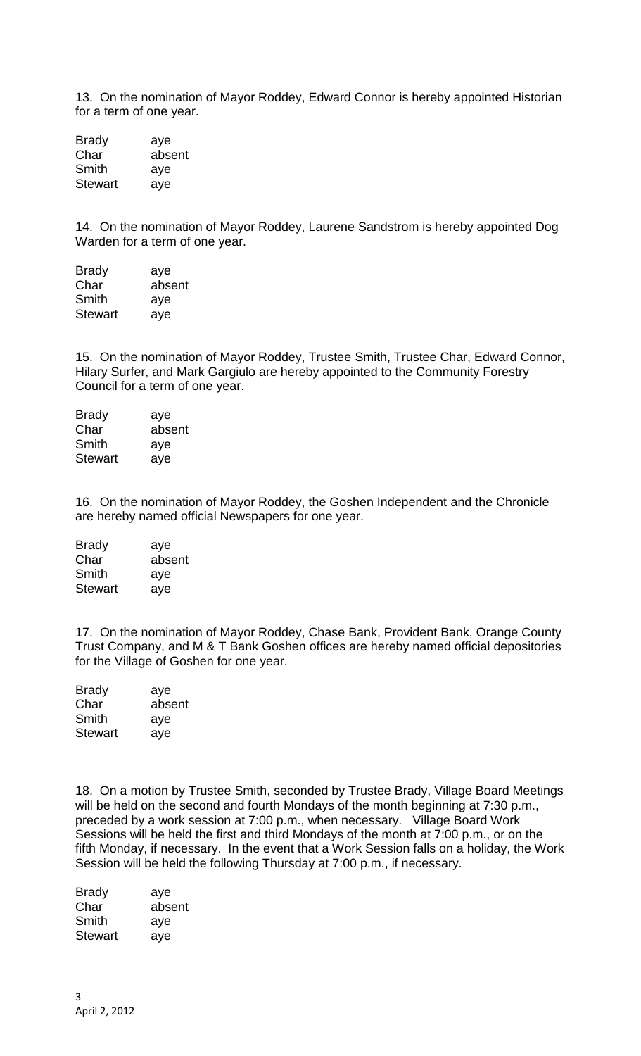13. On the nomination of Mayor Roddey, Edward Connor is hereby appointed Historian for a term of one year.

| | |
|---|---|
| Brady | aye |
| Char | absent |
| Smith | aye |
| Stewart | aye |

14. On the nomination of Mayor Roddey, Laurene Sandstrom is hereby appointed Dog Warden for a term of one year.

| | |
|---|---|
| Brady | aye |
| Char | absent |
| Smith | aye |
| Stewart | aye |

15. On the nomination of Mayor Roddey, Trustee Smith, Trustee Char, Edward Connor, Hilary Surfer, and Mark Gargiulo are hereby appointed to the Community Forestry Council for a term of one year.

| | |
|---|---|
| Brady | aye |
| Char | absent |
| Smith | aye |
| Stewart | aye |

16. On the nomination of Mayor Roddey, the Goshen Independent and the Chronicle are hereby named official Newspapers for one year.

| | |
|---|---|
| Brady | aye |
| Char | absent |
| Smith | aye |
| Stewart | aye |

17. On the nomination of Mayor Roddey, Chase Bank, Provident Bank, Orange County Trust Company, and M & T Bank Goshen offices are hereby named official depositories for the Village of Goshen for one year.

| | |
|---|---|
| Brady | aye |
| Char | absent |
| Smith | aye |
| Stewart | aye |

18. On a motion by Trustee Smith, seconded by Trustee Brady, Village Board Meetings will be held on the second and fourth Mondays of the month beginning at 7:30 p.m., preceded by a work session at 7:00 p.m., when necessary. Village Board Work Sessions will be held the first and third Mondays of the month at 7:00 p.m., or on the fifth Monday, if necessary. In the event that a Work Session falls on a holiday, the Work Session will be held the following Thursday at 7:00 p.m., if necessary.

| | |
|---|---|
| Brady | aye |
| Char | absent |
| Smith | aye |
| Stewart | aye |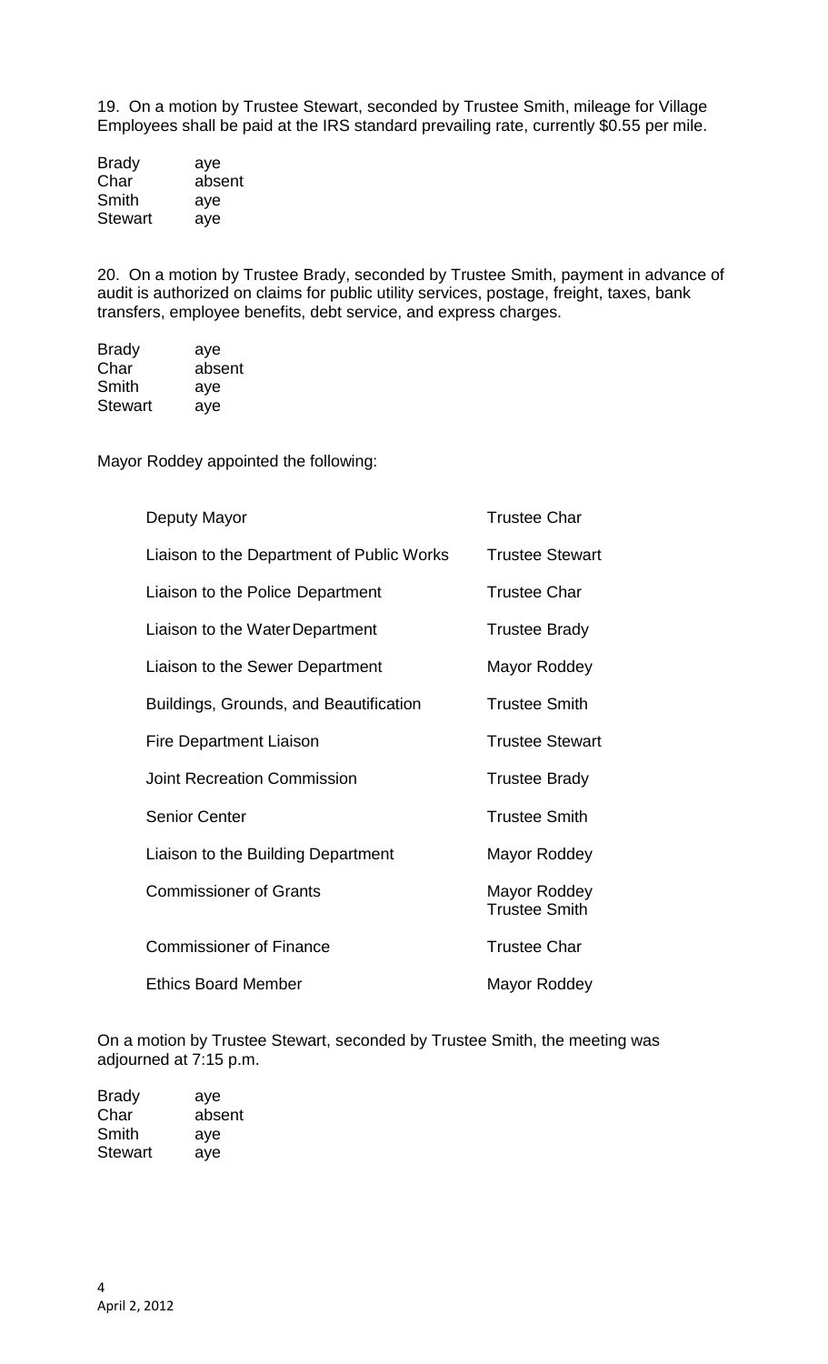19. On a motion by Trustee Stewart, seconded by Trustee Smith, mileage for Village Employees shall be paid at the IRS standard prevailing rate, currently $0.55 per mile.

| | |
|---|---|
| Brady | aye |
| Char | absent |
| Smith | aye |
| Stewart | aye |

20. On a motion by Trustee Brady, seconded by Trustee Smith, payment in advance of audit is authorized on claims for public utility services, postage, freight, taxes, bank transfers, employee benefits, debt service, and express charges.

| | |
|---|---|
| Brady | aye |
| Char | absent |
| Smith | aye |
| Stewart | aye |

Mayor Roddey appointed the following:

| | |
|---|---|
| Deputy Mayor | Trustee Char |
| Liaison to the Department of Public Works | Trustee Stewart |
| Liaison to the Police Department | Trustee Char |
| Liaison to the Water Department | Trustee Brady |
| Liaison to the Sewer Department | Mayor Roddey |
| Buildings, Grounds, and Beautification | Trustee Smith |
| Fire Department Liaison | Trustee Stewart |
| Joint Recreation Commission | Trustee Brady |
| Senior Center | Trustee Smith |
| Liaison to the Building Department | Mayor Roddey |
| Commissioner of Grants | Mayor Roddey<br>Trustee Smith |
| Commissioner of Finance | Trustee Char |
| Ethics Board Member | Mayor Roddey |

On a motion by Trustee Stewart, seconded by Trustee Smith, the meeting was adjourned at 7:15 p.m.

| | |
|---|---|
| Brady | aye |
| Char | absent |
| Smith | aye |
| Stewart | aye |

April 2, 2012